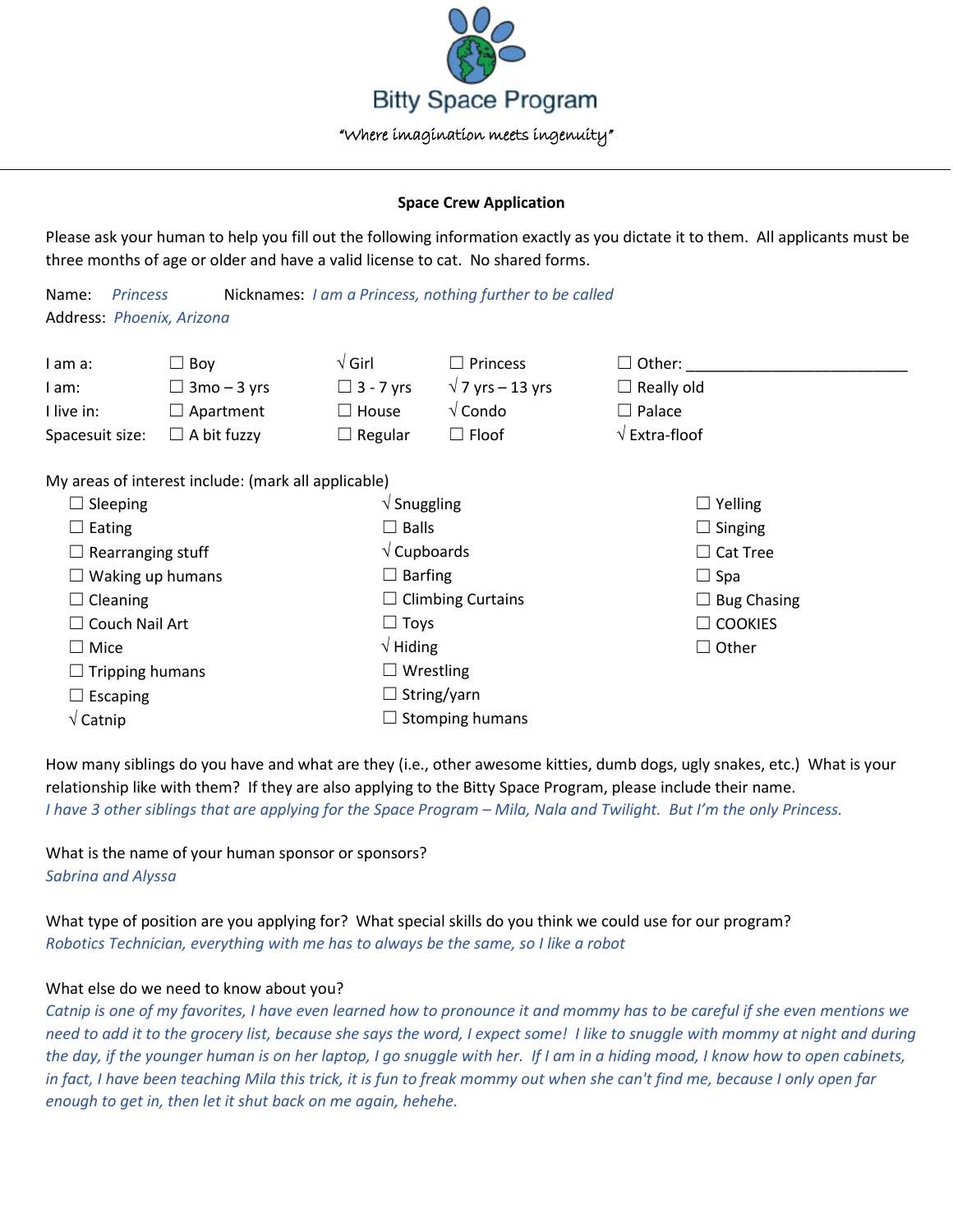# Bitty Space Program

*"Where imagination meets ingenuity"*

**Space Crew Application**

Please ask your human to help you fill out the following information exactly as you dictate it to them. All applicants must be three months of age or older and have a valid license to cat. No shared forms.

Name: *Princess* Nicknames: *I am a Princess, nothing further to be called*
Address: *Phoenix, Arizona*

| | | | | |
|---|---|---|---|---|
| I am a: | ☐ Boy | √ Girl | ☐ Princess | ☐ Other: ____________________ |
| I am: | ☐ 3mo – 3 yrs | ☐ 3 - 7 yrs | √ 7 yrs – 13 yrs | ☐ Really old |
| I live in: | ☐ Apartment | ☐ House | √ Condo | ☐ Palace |
| Spacesuit size: | ☐ A bit fuzzy | ☐ Regular | ☐ Floof | √ Extra-floof |

My areas of interest include: (mark all applicable)

| | | |
|---|---|---|
| ☐ Sleeping | √ Snuggling | ☐ Yelling |
| ☐ Eating | ☐ Balls | ☐ Singing |
| ☐ Rearranging stuff | √ Cupboards | ☐ Cat Tree |
| ☐ Waking up humans | ☐ Barfing | ☐ Spa |
| ☐ Cleaning | ☐ Climbing Curtains | ☐ Bug Chasing |
| ☐ Couch Nail Art | ☐ Toys | ☐ COOKIES |
| ☐ Mice | √ Hiding | ☐ Other |
| ☐ Tripping humans | ☐ Wrestling | |
| ☐ Escaping | ☐ String/yarn | |
| √ Catnip | ☐ Stomping humans | |

How many siblings do you have and what are they (i.e., other awesome kitties, dumb dogs, ugly snakes, etc.) What is your relationship like with them? If they are also applying to the Bitty Space Program, please include their name.
*I have 3 other siblings that are applying for the Space Program – Mila, Nala and Twilight. But I'm the only Princess.*

What is the name of your human sponsor or sponsors?
*Sabrina and Alyssa*

What type of position are you applying for? What special skills do you think we could use for our program?
*Robotics Technician, everything with me has to always be the same, so I like a robot*

What else do we need to know about you?
*Catnip is one of my favorites, I have even learned how to pronounce it and mommy has to be careful if she even mentions we need to add it to the grocery list, because she says the word, I expect some! I like to snuggle with mommy at night and during the day, if the younger human is on her laptop, I go snuggle with her. If I am in a hiding mood, I know how to open cabinets, in fact, I have been teaching Mila this trick, it is fun to freak mommy out when she can't find me, because I only open far enough to get in, then let it shut back on me again, hehehe.*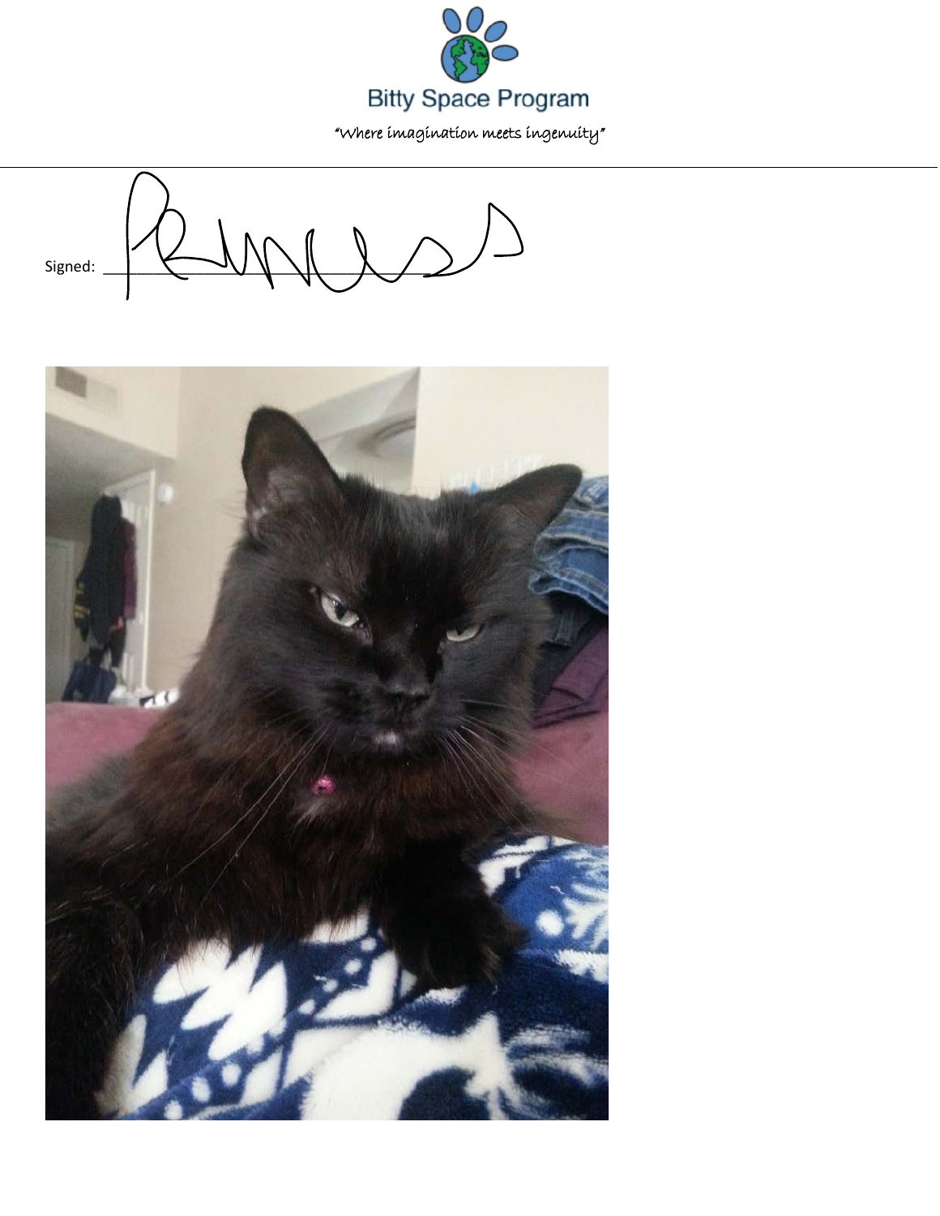Bitty Space Program

*"Where imagination meets ingenuity"*

Signed: ______________________________